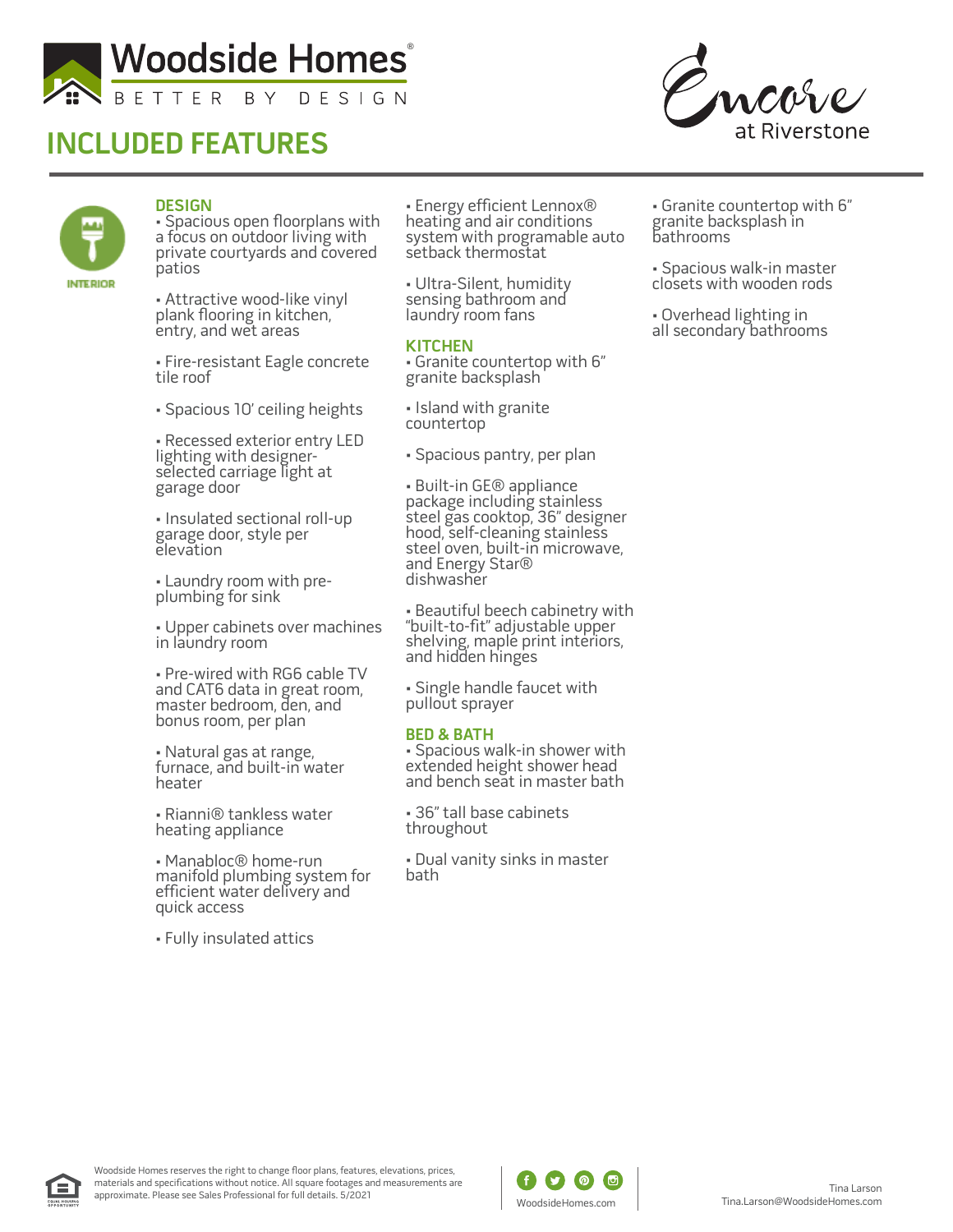# Woodside Homes®

BETTER BY DESIGN

Encore at Riverstone

## INCLUDED FEATURES

INTERIOR

### DESIGN

- Spacious open floorplans with a focus on outdoor living with private courtyards and covered patios
- Attractive wood-like vinyl plank flooring in kitchen, entry, and wet areas
- Fire-resistant Eagle concrete tile roof
- Spacious 10' ceiling heights
- Recessed exterior entry LED lighting with designer-selected carriage light at garage door
- Insulated sectional roll-up garage door, style per elevation
- Laundry room with pre-plumbing for sink
- Upper cabinets over machines in laundry room
- Pre-wired with RG6 cable TV and CAT6 data in great room, master bedroom, den, and bonus room, per plan
- Natural gas at range, furnace, and built-in water heater
- Rianni® tankless water heating appliance
- Manabloc® home-run manifold plumbing system for efficient water delivery and quick access
- Fully insulated attics
- Energy efficient Lennox® heating and air conditions system with programable auto setback thermostat
- Ultra-Silent, humidity sensing bathroom and laundry room fans

### KITCHEN

- Granite countertop with 6" granite backsplash
- Island with granite countertop
- Spacious pantry, per plan
- Built-in GE® appliance package including stainless steel gas cooktop, 36" designer hood, self-cleaning stainless steel oven, built-in microwave, and Energy Star® dishwasher
- Beautiful beech cabinetry with "built-to-fit" adjustable upper shelving, maple print interiors, and hidden hinges
- Single handle faucet with pullout sprayer

### BED & BATH

- Spacious walk-in shower with extended height shower head and bench seat in master bath
- 36" tall base cabinets throughout
- Dual vanity sinks in master bath
- Granite countertop with 6" granite backsplash in bathrooms
- Spacious walk-in master closets with wooden rods
- Overhead lighting in all secondary bathrooms

Woodside Homes reserves the right to change floor plans, features, elevations, prices, materials and specifications without notice. All square footages and measurements are approximate. Please see Sales Professional for full details. 5/2021

WoodsideHomes.com

Tina Larson
Tina.Larson@WoodsideHomes.com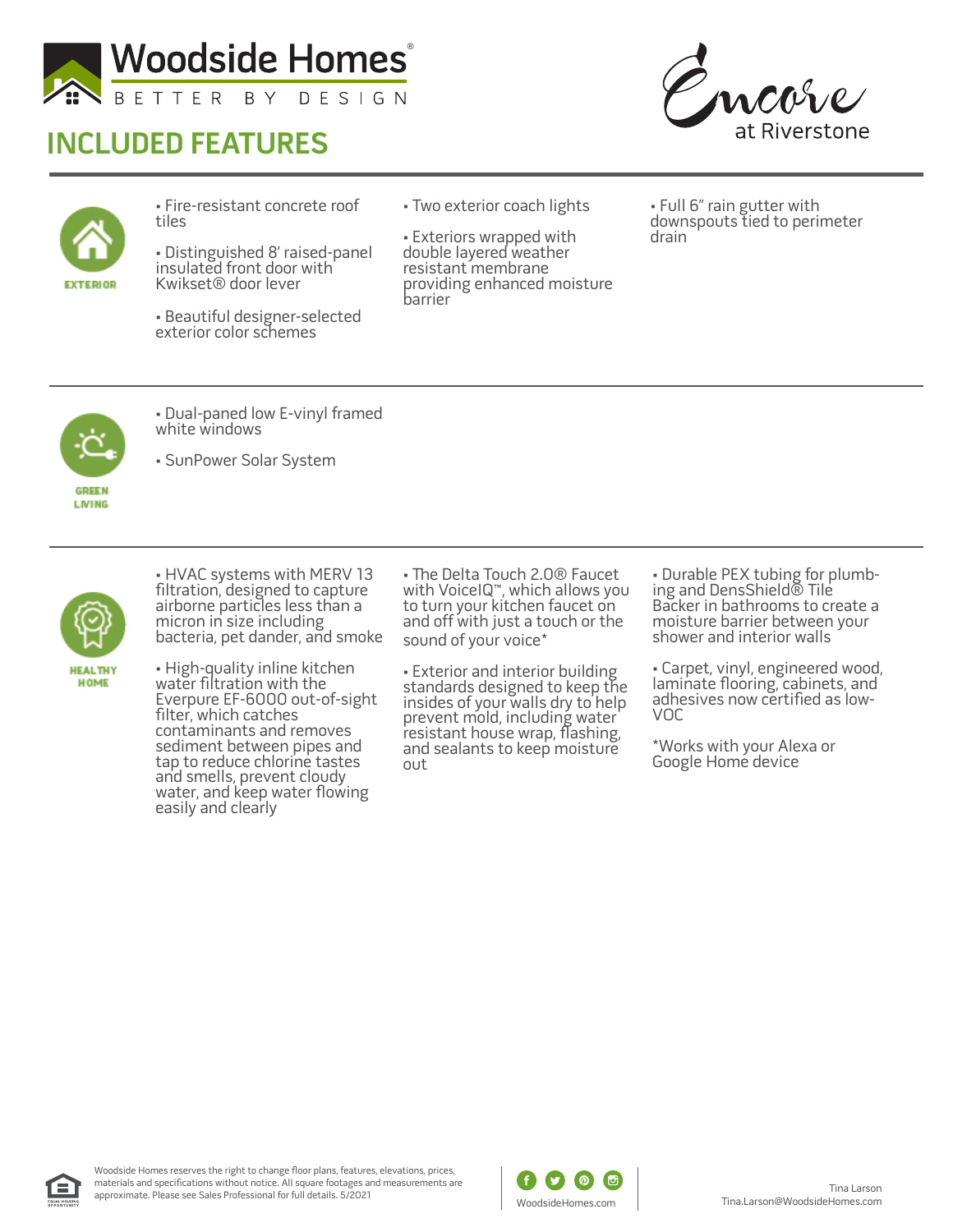Woodside Homes®
BETTER BY DESIGN

# INCLUDED FEATURES

Encore at Riverstone

## EXTERIOR

- Fire-resistant concrete roof tiles
- Distinguished 8' raised-panel insulated front door with Kwikset® door lever
- Beautiful designer-selected exterior color schemes
- Two exterior coach lights
- Exteriors wrapped with double layered weather resistant membrane providing enhanced moisture barrier
- Full 6" rain gutter with downspouts tied to perimeter drain

## GREEN LIVING

- Dual-paned low E-vinyl framed white windows
- SunPower Solar System

## HEALTHY HOME

- HVAC systems with MERV 13 filtration, designed to capture airborne particles less than a micron in size including bacteria, pet dander, and smoke
- High-quality inline kitchen water filtration with the Everpure EF-6000 out-of-sight filter, which catches contaminants and removes sediment between pipes and tap to reduce chlorine tastes and smells, prevent cloudy water, and keep water flowing easily and clearly
- The Delta Touch 2.0® Faucet with VoiceIQ™, which allows you to turn your kitchen faucet on and off with just a touch or the sound of your voice*
- Exterior and interior building standards designed to keep the insides of your walls dry to help prevent mold, including water resistant house wrap, flashing, and sealants to keep moisture out
- Durable PEX tubing for plumbing and DensShield® Tile Backer in bathrooms to create a moisture barrier between your shower and interior walls
- Carpet, vinyl, engineered wood, laminate flooring, cabinets, and adhesives now certified as low-VOC

*Works with your Alexa or Google Home device

Woodside Homes reserves the right to change floor plans, features, elevations, prices, materials and specifications without notice. All square footages and measurements are approximate. Please see Sales Professional for full details. 5/2021

WoodsideHomes.com

Tina Larson
Tina.Larson@WoodsideHomes.com